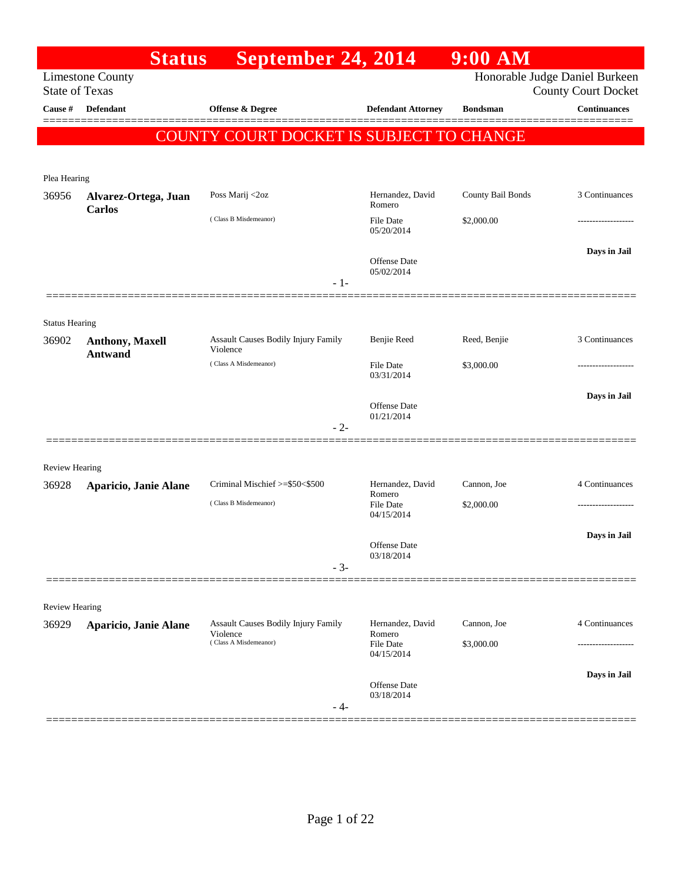# Status September 24, 2014 9:00 AM

Limestone County
State of Texas

Honorable Judge Daniel Burkeen
County Court Docket

**COUNTY COURT DOCKET IS SUBJECT TO CHANGE**

| Cause # | Defendant | Offense & Degree | Defendant Attorney | Bondsman | Continuances |
|---|---|---|---|---|---|
| **Plea Hearing** | | | | | |
| 36956 | **Alvarez-Ortega, Juan Carlos** | Poss Marij <2oz (Class B Misdemeanor) | Hernandez, David Romero; File Date 05/20/2014; Offense Date 05/02/2014 | County Bail Bonds; $2,000.00 | 3 Continuances; -------------------; **Days in Jail** |
| **Status Hearing** | | | | | |
| 36902 | **Anthony, Maxell Antwand** | Assault Causes Bodily Injury Family Violence (Class A Misdemeanor) | Benjie Reed; File Date 03/31/2014; Offense Date 01/21/2014 | Reed, Benjie; $3,000.00 | 3 Continuances; -------------------; **Days in Jail** |
| **Review Hearing** | | | | | |
| 36928 | **Aparicio, Janie Alane** | Criminal Mischief >=$50<$500 (Class B Misdemeanor) | Hernandez, David Romero; File Date 04/15/2014; Offense Date 03/18/2014 | Cannon, Joe; $2,000.00 | 4 Continuances; -------------------; **Days in Jail** |
| **Review Hearing** | | | | | |
| 36929 | **Aparicio, Janie Alane** | Assault Causes Bodily Injury Family Violence (Class A Misdemeanor) | Hernandez, David Romero; File Date 04/15/2014; Offense Date 03/18/2014 | Cannon, Joe; $3,000.00 | 4 Continuances; -------------------; **Days in Jail** |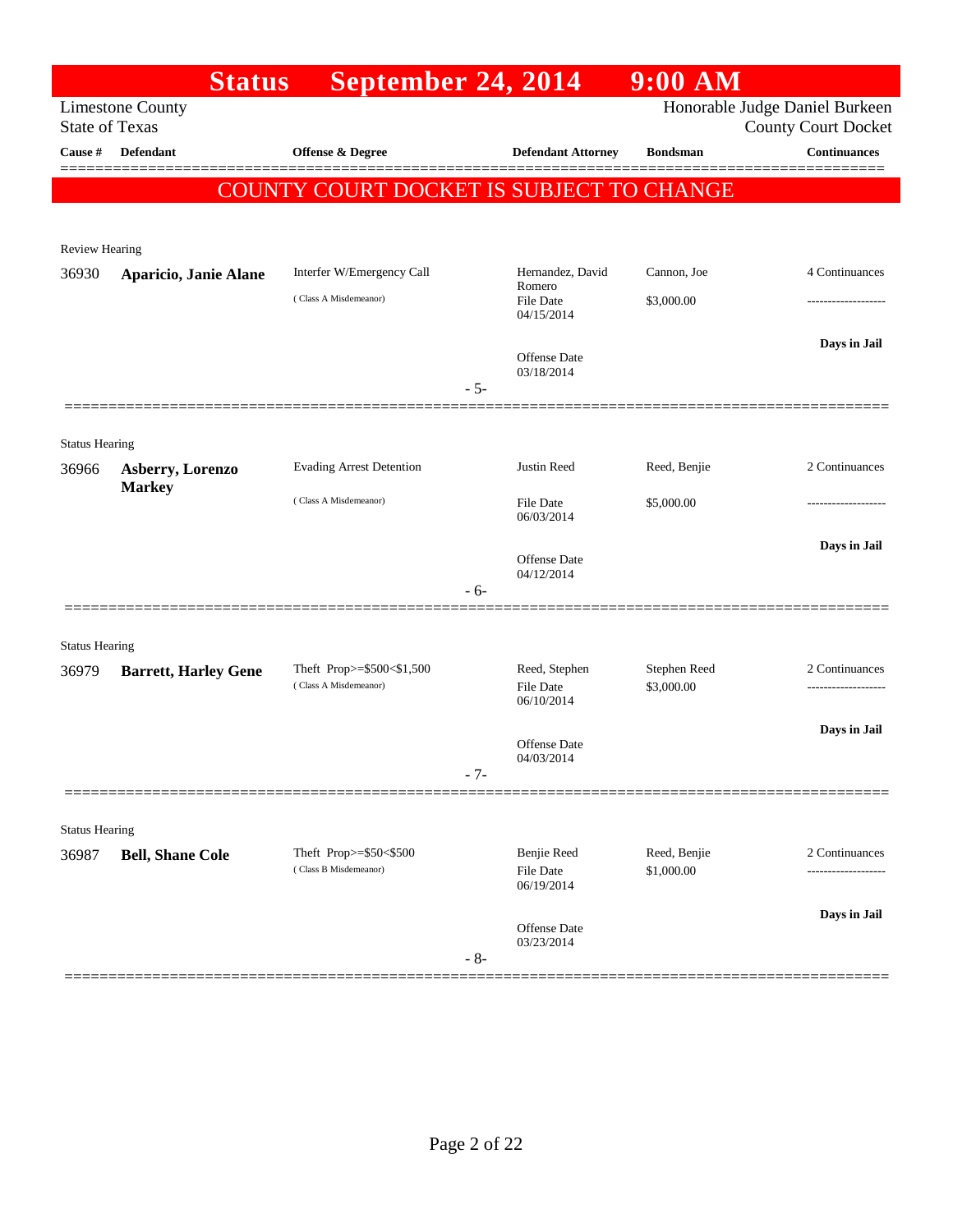# Status September 24, 2014 9:00 AM

Limestone County
State of Texas

Honorable Judge Daniel Burkeen
County Court Docket

| Cause # | Defendant | Offense & Degree | Defendant Attorney | Bondsman | Continuances |
|---|---|---|---|---|---|

**COUNTY COURT DOCKET IS SUBJECT TO CHANGE**

---

Review Hearing

| Cause # | Defendant | Offense & Degree | Defendant Attorney | Bondsman | Continuances |
|---|---|---|---|---|---|
| 36930 | **Aparicio, Janie Alane** | Interfer W/Emergency Call (Class A Misdemeanor) | Hernandez, David Romero<br>File Date 04/15/2014<br>Offense Date 03/18/2014 | Cannon, Joe<br>$3,000.00 | 4 Continuances<br>-------------------<br>**Days in Jail** |

- 5-

---

Status Hearing

| Cause # | Defendant | Offense & Degree | Defendant Attorney | Bondsman | Continuances |
|---|---|---|---|---|---|
| 36966 | **Asberry, Lorenzo Markey** | Evading Arrest Detention (Class A Misdemeanor) | Justin Reed<br>File Date 06/03/2014<br>Offense Date 04/12/2014 | Reed, Benjie<br>$5,000.00 | 2 Continuances<br>-------------------<br>**Days in Jail** |

- 6-

---

Status Hearing

| Cause # | Defendant | Offense & Degree | Defendant Attorney | Bondsman | Continuances |
|---|---|---|---|---|---|
| 36979 | **Barrett, Harley Gene** | Theft Prop>=$500<$1,500 (Class A Misdemeanor) | Reed, Stephen<br>File Date 06/10/2014<br>Offense Date 04/03/2014 | Stephen Reed<br>$3,000.00 | 2 Continuances<br>-------------------<br>**Days in Jail** |

- 7-

---

Status Hearing

| Cause # | Defendant | Offense & Degree | Defendant Attorney | Bondsman | Continuances |
|---|---|---|---|---|---|
| 36987 | **Bell, Shane Cole** | Theft Prop>=$50<$500 (Class B Misdemeanor) | Benjie Reed<br>File Date 06/19/2014<br>Offense Date 03/23/2014 | Reed, Benjie<br>$1,000.00 | 2 Continuances<br>-------------------<br>**Days in Jail** |

- 8-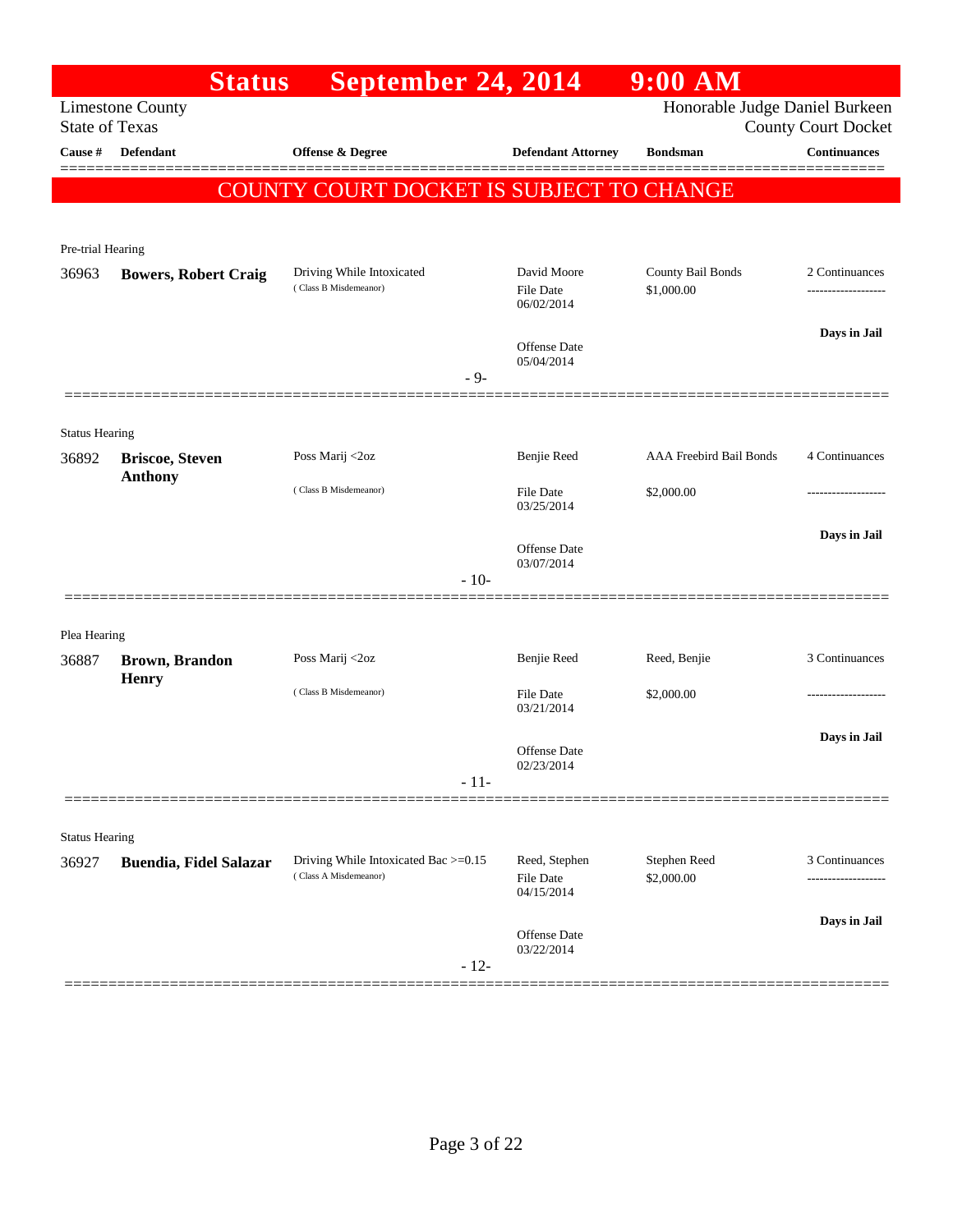**Status September 24, 2014 9:00 AM**

Limestone County
State of Texas

Honorable Judge Daniel Burkeen
County Court Docket

| Cause # | Defendant | Offense & Degree | Defendant Attorney | Bondsman | Continuances |
|---|---|---|---|---|---|

**COUNTY COURT DOCKET IS SUBJECT TO CHANGE**

Pre-trial Hearing

| Cause # | Defendant | Offense & Degree | Defendant Attorney | Bondsman | Continuances |
|---|---|---|---|---|---|
| 36963 | **Bowers, Robert Craig** | Driving While Intoxicated (Class B Misdemeanor) | David Moore<br>File Date 06/02/2014<br>Offense Date 05/04/2014 | County Bail Bonds<br>$1,000.00 | 2 Continuances<br>-------------------<br>**Days in Jail** |

- 9-

Status Hearing

| Cause # | Defendant | Offense & Degree | Defendant Attorney | Bondsman | Continuances |
|---|---|---|---|---|---|
| 36892 | **Briscoe, Steven Anthony** | Poss Marij <2oz (Class B Misdemeanor) | Benjie Reed<br>File Date 03/25/2014<br>Offense Date 03/07/2014 | AAA Freebird Bail Bonds<br>$2,000.00 | 4 Continuances<br>-------------------<br>**Days in Jail** |

- 10-

Plea Hearing

| Cause # | Defendant | Offense & Degree | Defendant Attorney | Bondsman | Continuances |
|---|---|---|---|---|---|
| 36887 | **Brown, Brandon Henry** | Poss Marij <2oz (Class B Misdemeanor) | Benjie Reed<br>File Date 03/21/2014<br>Offense Date 02/23/2014 | Reed, Benjie<br>$2,000.00 | 3 Continuances<br>-------------------<br>**Days in Jail** |

- 11-

Status Hearing

| Cause # | Defendant | Offense & Degree | Defendant Attorney | Bondsman | Continuances |
|---|---|---|---|---|---|
| 36927 | **Buendia, Fidel Salazar** | Driving While Intoxicated Bac >=0.15 (Class A Misdemeanor) | Reed, Stephen<br>File Date 04/15/2014<br>Offense Date 03/22/2014 | Stephen Reed<br>$2,000.00 | 3 Continuances<br>-------------------<br>**Days in Jail** |

- 12-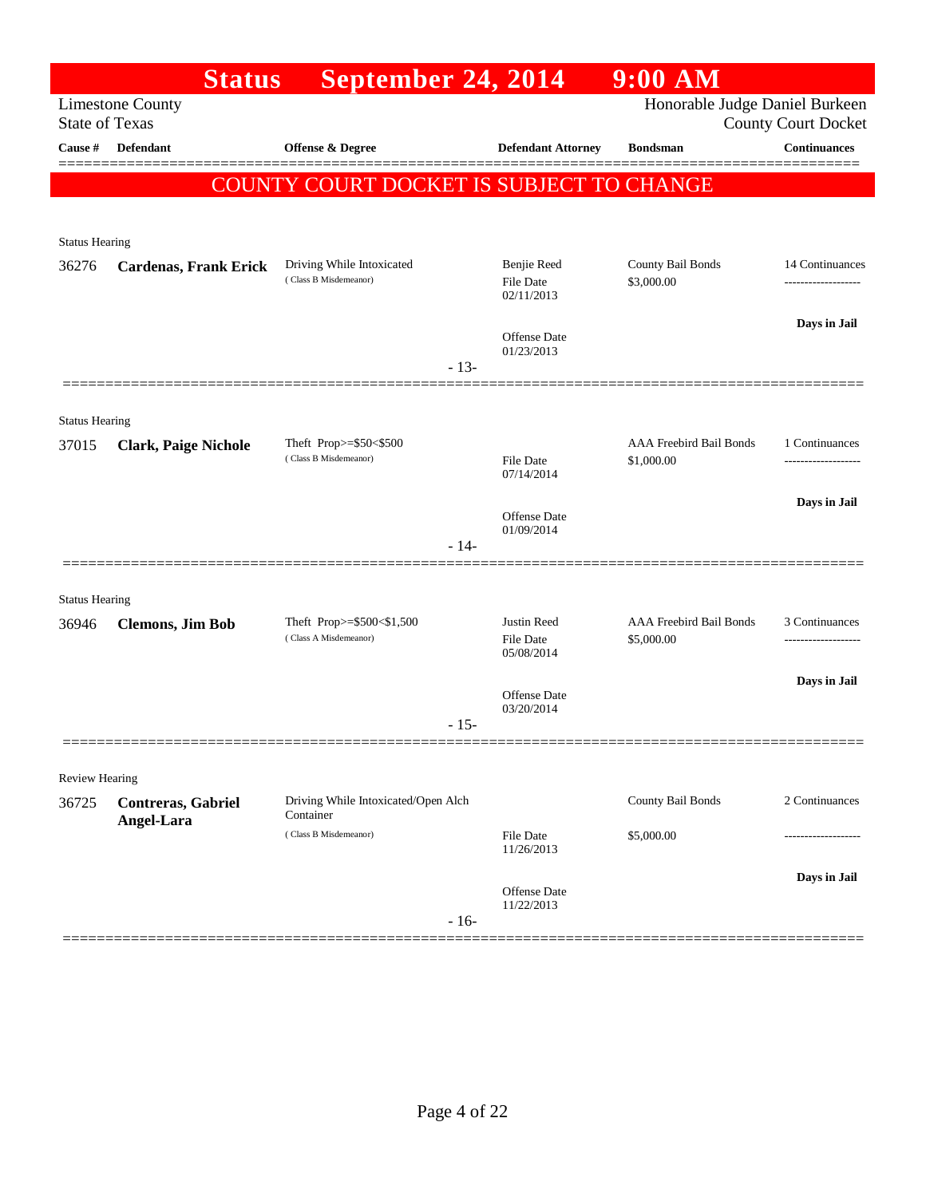# Status September 24, 2014 9:00 AM

Limestone County
State of Texas

Honorable Judge Daniel Burkeen
County Court Docket

**COUNTY COURT DOCKET IS SUBJECT TO CHANGE**

| Cause # | Defendant | Offense & Degree | Defendant Attorney | Bondsman | Continuances |
|---|---|---|---|---|---|
| Status Hearing | | | | | |
| 36276 | **Cardenas, Frank Erick** | Driving While Intoxicated (Class B Misdemeanor) | Benjie Reed<br>File Date 02/11/2013<br>Offense Date 01/23/2013 | County Bail Bonds<br>$3,000.00 | 14 Continuances<br>**Days in Jail** |
| | | | - 13- | | |
| Status Hearing | | | | | |
| 37015 | **Clark, Paige Nichole** | Theft Prop>=$50<$500 (Class B Misdemeanor) | File Date 07/14/2014<br>Offense Date 01/09/2014 | AAA Freebird Bail Bonds<br>$1,000.00 | 1 Continuances<br>**Days in Jail** |
| | | | - 14- | | |
| Status Hearing | | | | | |
| 36946 | **Clemons, Jim Bob** | Theft Prop>=$500<$1,500 (Class A Misdemeanor) | Justin Reed<br>File Date 05/08/2014<br>Offense Date 03/20/2014 | AAA Freebird Bail Bonds<br>$5,000.00 | 3 Continuances<br>**Days in Jail** |
| | | | - 15- | | |
| Review Hearing | | | | | |
| 36725 | **Contreras, Gabriel Angel-Lara** | Driving While Intoxicated/Open Alch Container (Class B Misdemeanor) | File Date 11/26/2013<br>Offense Date 11/22/2013 | County Bail Bonds<br>$5,000.00 | 2 Continuances<br>**Days in Jail** |
| | | | - 16- | | |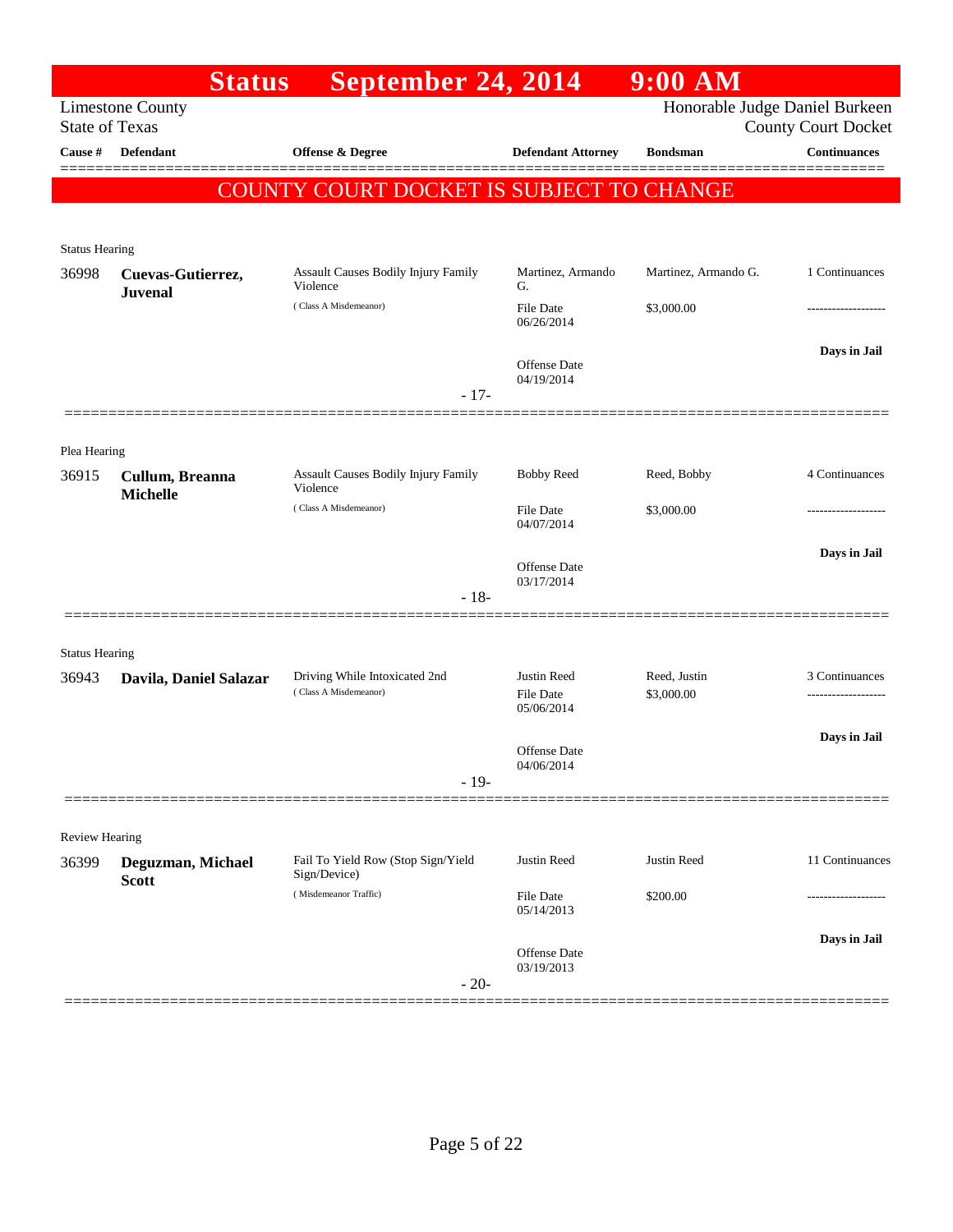# Status September 24, 2014 9:00 AM

Limestone County
State of Texas

Honorable Judge Daniel Burkeen
County Court Docket

**COUNTY COURT DOCKET IS SUBJECT TO CHANGE**

| Cause # | Defendant | Offense & Degree | Defendant Attorney | Bondsman | Continuances |
|---|---|---|---|---|---|
| **Status Hearing** | | | | | |
| 36998 | **Cuevas-Gutierrez, Juvenal** | Assault Causes Bodily Injury Family Violence (Class A Misdemeanor) | Martinez, Armando G.<br>File Date 06/26/2014<br>Offense Date 04/19/2014 | Martinez, Armando G.<br>$3,000.00 | 1 Continuances<br>-------------------<br>**Days in Jail** |
| | | - 17- | | | |
| **Plea Hearing** | | | | | |
| 36915 | **Cullum, Breanna Michelle** | Assault Causes Bodily Injury Family Violence (Class A Misdemeanor) | Bobby Reed<br>File Date 04/07/2014<br>Offense Date 03/17/2014 | Reed, Bobby<br>$3,000.00 | 4 Continuances<br>-------------------<br>**Days in Jail** |
| | | - 18- | | | |
| **Status Hearing** | | | | | |
| 36943 | **Davila, Daniel Salazar** | Driving While Intoxicated 2nd (Class A Misdemeanor) | Justin Reed<br>File Date 05/06/2014<br>Offense Date 04/06/2014 | Reed, Justin<br>$3,000.00 | 3 Continuances<br>-------------------<br>**Days in Jail** |
| | | - 19- | | | |
| **Review Hearing** | | | | | |
| 36399 | **Deguzman, Michael Scott** | Fail To Yield Row (Stop Sign/Yield Sign/Device) (Misdemeanor Traffic) | Justin Reed<br>File Date 05/14/2013<br>Offense Date 03/19/2013 | Justin Reed<br>$200.00 | 11 Continuances<br>-------------------<br>**Days in Jail** |
| | | - 20- | | | |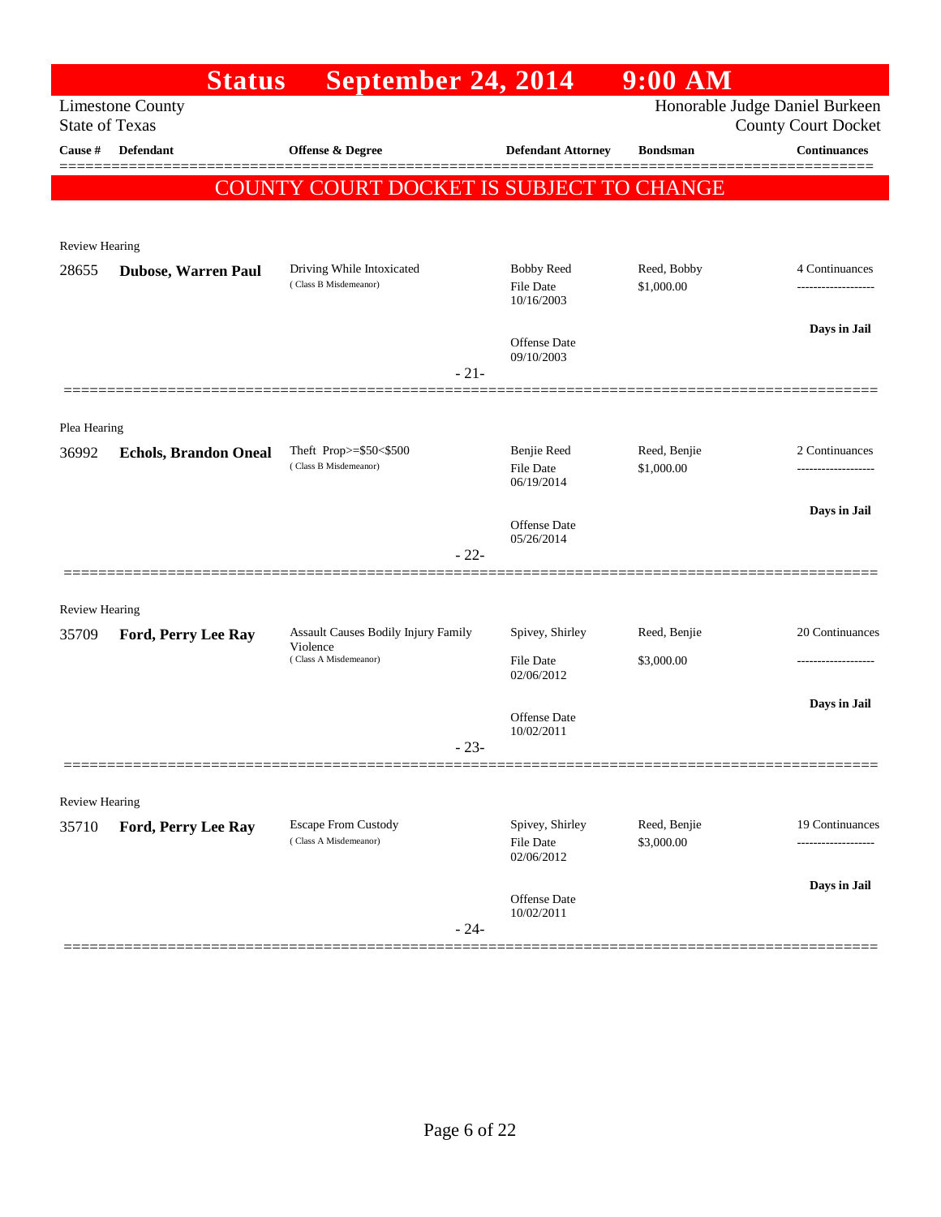**Status September 24, 2014 9:00 AM**

Limestone County
State of Texas

Honorable Judge Daniel Burkeen
County Court Docket

| Cause # | Defendant | Offense & Degree | Defendant Attorney | Bondsman | Continuances |
|---|---|---|---|---|---|

**COUNTY COURT DOCKET IS SUBJECT TO CHANGE**

Review Hearing

| Cause # | Defendant | Offense & Degree | Defendant Attorney | Bondsman | Continuances |
|---|---|---|---|---|---|
| 28655 | **Dubose, Warren Paul** | Driving While Intoxicated (Class B Misdemeanor) | Bobby Reed<br>File Date 10/16/2003<br>Offense Date 09/10/2003 | Reed, Bobby<br>$1,000.00 | 4 Continuances<br>Days in Jail |

- 21-

Plea Hearing

| Cause # | Defendant | Offense & Degree | Defendant Attorney | Bondsman | Continuances |
|---|---|---|---|---|---|
| 36992 | **Echols, Brandon Oneal** | Theft Prop>=$50<$500 (Class B Misdemeanor) | Benjie Reed<br>File Date 06/19/2014<br>Offense Date 05/26/2014 | Reed, Benjie<br>$1,000.00 | 2 Continuances<br>Days in Jail |

- 22-

Review Hearing

| Cause # | Defendant | Offense & Degree | Defendant Attorney | Bondsman | Continuances |
|---|---|---|---|---|---|
| 35709 | **Ford, Perry Lee Ray** | Assault Causes Bodily Injury Family Violence (Class A Misdemeanor) | Spivey, Shirley<br>File Date 02/06/2012<br>Offense Date 10/02/2011 | Reed, Benjie<br>$3,000.00 | 20 Continuances<br>Days in Jail |

- 23-

Review Hearing

| Cause # | Defendant | Offense & Degree | Defendant Attorney | Bondsman | Continuances |
|---|---|---|---|---|---|
| 35710 | **Ford, Perry Lee Ray** | Escape From Custody (Class A Misdemeanor) | Spivey, Shirley<br>File Date 02/06/2012<br>Offense Date 10/02/2011 | Reed, Benjie<br>$3,000.00 | 19 Continuances<br>Days in Jail |

- 24-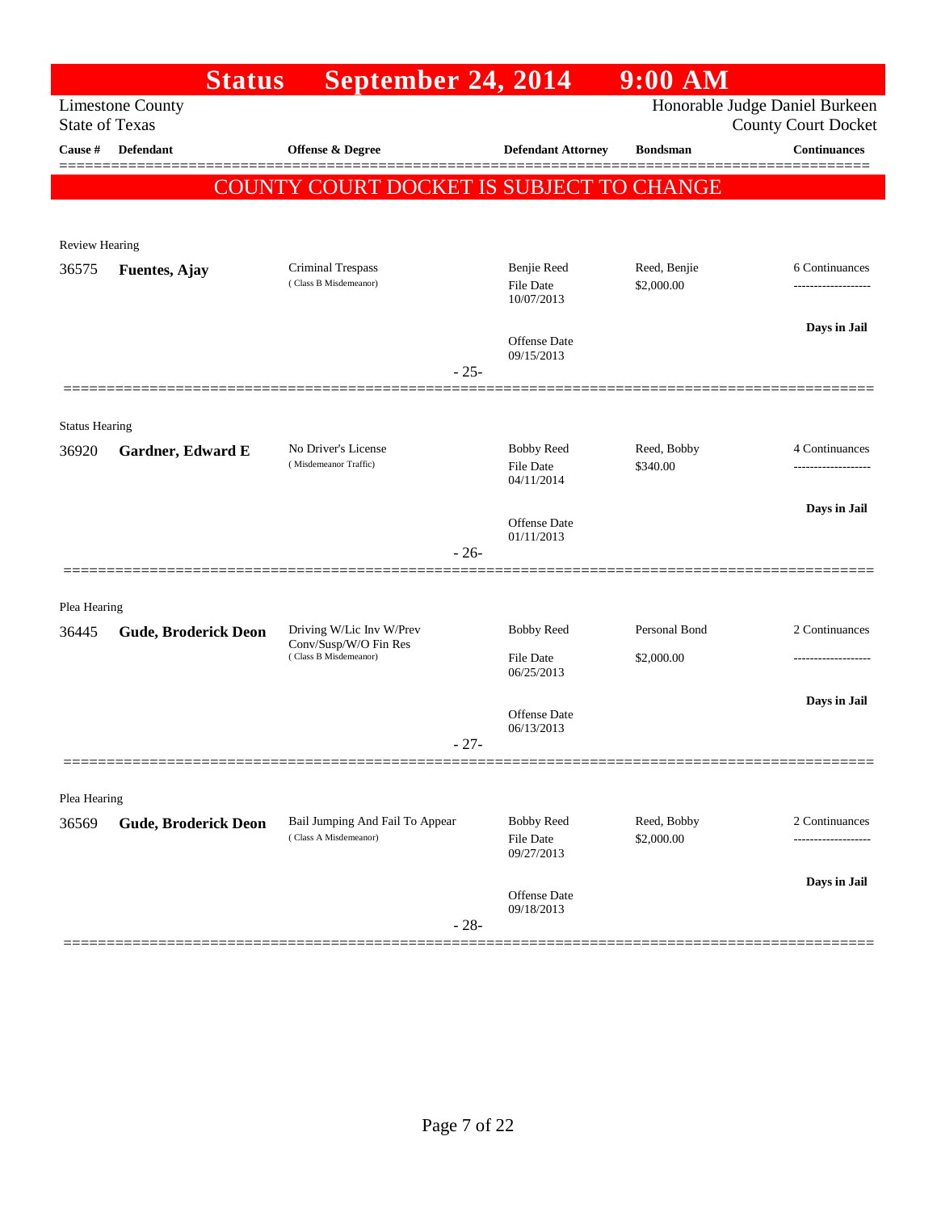# Status September 24, 2014 9:00 AM

Limestone County
State of Texas

Honorable Judge Daniel Burkeen
County Court Docket

| Cause # | Defendant | Offense & Degree | Defendant Attorney | Bondsman | Continuances |
|---|---|---|---|---|---|

**COUNTY COURT DOCKET IS SUBJECT TO CHANGE**

Review Hearing

| Cause # | Defendant | Offense & Degree | Defendant Attorney | Bondsman | Continuances |
|---|---|---|---|---|---|
| 36575 | **Fuentes, Ajay** | Criminal Trespass (Class B Misdemeanor) | Benjie Reed<br>File Date 10/07/2013<br>Offense Date 09/15/2013 | Reed, Benjie<br>$2,000.00 | 6 Continuances<br>Days in Jail |

- 25-

Status Hearing

| Cause # | Defendant | Offense & Degree | Defendant Attorney | Bondsman | Continuances |
|---|---|---|---|---|---|
| 36920 | **Gardner, Edward E** | No Driver's License (Misdemeanor Traffic) | Bobby Reed<br>File Date 04/11/2014<br>Offense Date 01/11/2013 | Reed, Bobby<br>$340.00 | 4 Continuances<br>Days in Jail |

- 26-

Plea Hearing

| Cause # | Defendant | Offense & Degree | Defendant Attorney | Bondsman | Continuances |
|---|---|---|---|---|---|
| 36445 | **Gude, Broderick Deon** | Driving W/Lic Inv W/Prev Conv/Susp/W/O Fin Res (Class B Misdemeanor) | Bobby Reed<br>File Date 06/25/2013<br>Offense Date 06/13/2013 | Personal Bond<br>$2,000.00 | 2 Continuances<br>Days in Jail |

- 27-

Plea Hearing

| Cause # | Defendant | Offense & Degree | Defendant Attorney | Bondsman | Continuances |
|---|---|---|---|---|---|
| 36569 | **Gude, Broderick Deon** | Bail Jumping And Fail To Appear (Class A Misdemeanor) | Bobby Reed<br>File Date 09/27/2013<br>Offense Date 09/18/2013 | Reed, Bobby<br>$2,000.00 | 2 Continuances<br>Days in Jail |

- 28-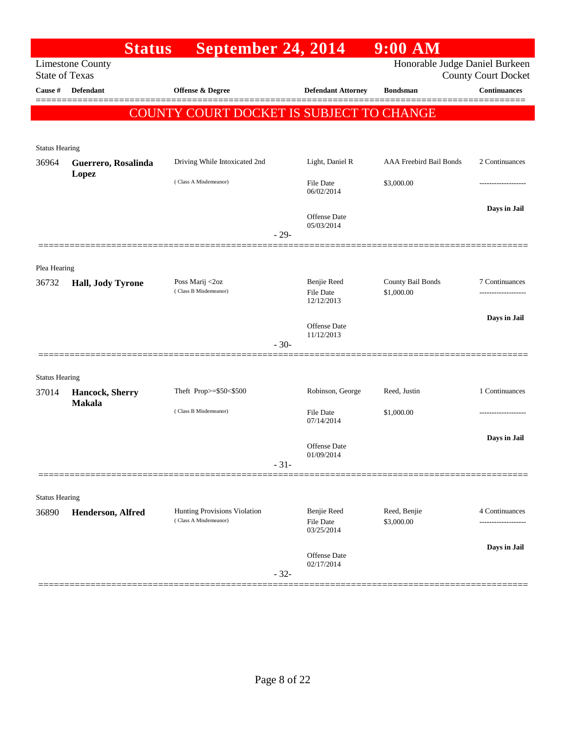# Status September 24, 2014 9:00 AM

Limestone County
State of Texas

Honorable Judge Daniel Burkeen
County Court Docket

| Cause # | Defendant | Offense & Degree | Defendant Attorney | Bondsman | Continuances |
|---|---|---|---|---|---|

## COUNTY COURT DOCKET IS SUBJECT TO CHANGE

Status Hearing

| Cause # | Defendant | Offense & Degree | Defendant Attorney | Bondsman | Continuances |
|---|---|---|---|---|---|
| 36964 | **Guerrero, Rosalinda Lopez** | Driving While Intoxicated 2nd (Class A Misdemeanor) | Light, Daniel R | AAA Freebird Bail Bonds | 2 Continuances |
| | | | File Date 06/02/2014 | $3,000.00 | ------------------- |
| | | | Offense Date 05/03/2014 | | Days in Jail |

- 29-

Plea Hearing

| Cause # | Defendant | Offense & Degree | Defendant Attorney | Bondsman | Continuances |
|---|---|---|---|---|---|
| 36732 | **Hall, Jody Tyrone** | Poss Marij <2oz (Class B Misdemeanor) | Benjie Reed | County Bail Bonds | 7 Continuances |
| | | | File Date 12/12/2013 | $1,000.00 | ------------------- |
| | | | Offense Date 11/12/2013 | | Days in Jail |

- 30-

Status Hearing

| Cause # | Defendant | Offense & Degree | Defendant Attorney | Bondsman | Continuances |
|---|---|---|---|---|---|
| 37014 | **Hancock, Sherry Makala** | Theft Prop>=$50<$500 (Class B Misdemeanor) | Robinson, George | Reed, Justin | 1 Continuances |
| | | | File Date 07/14/2014 | $1,000.00 | ------------------- |
| | | | Offense Date 01/09/2014 | | Days in Jail |

- 31-

Status Hearing

| Cause # | Defendant | Offense & Degree | Defendant Attorney | Bondsman | Continuances |
|---|---|---|---|---|---|
| 36890 | **Henderson, Alfred** | Hunting Provisions Violation (Class A Misdemeanor) | Benjie Reed | Reed, Benjie | 4 Continuances |
| | | | File Date 03/25/2014 | $3,000.00 | ------------------- |
| | | | Offense Date 02/17/2014 | | Days in Jail |

- 32-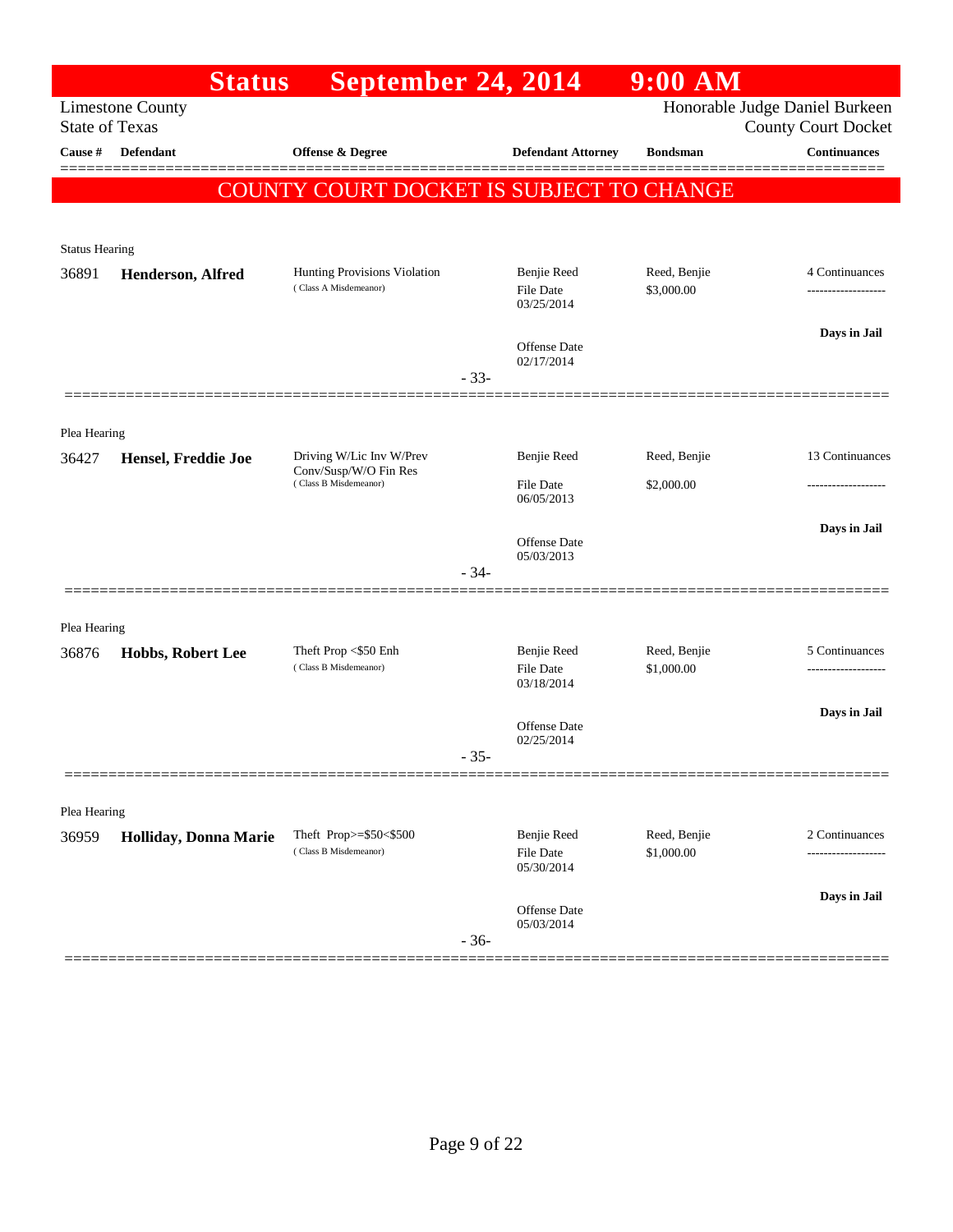# Status September 24, 2014 9:00 AM

Limestone County
State of Texas

Honorable Judge Daniel Burkeen
County Court Docket

| Cause # | Defendant | Offense & Degree | Defendant Attorney | Bondsman | Continuances |
|---|---|---|---|---|---|

## COUNTY COURT DOCKET IS SUBJECT TO CHANGE

Status Hearing

| Cause # | Defendant | Offense & Degree | Defendant Attorney | Bondsman | Continuances |
|---|---|---|---|---|---|
| 36891 | **Henderson, Alfred** | Hunting Provisions Violation (Class A Misdemeanor) | Benjie Reed<br>File Date 03/25/2014<br>Offense Date 02/17/2014 | Reed, Benjie<br>$3,000.00 | 4 Continuances<br>**Days in Jail** |

-33-

Plea Hearing

| Cause # | Defendant | Offense & Degree | Defendant Attorney | Bondsman | Continuances |
|---|---|---|---|---|---|
| 36427 | **Hensel, Freddie Joe** | Driving W/Lic Inv W/Prev Conv/Susp/W/O Fin Res (Class B Misdemeanor) | Benjie Reed<br>File Date 06/05/2013<br>Offense Date 05/03/2013 | Reed, Benjie<br>$2,000.00 | 13 Continuances<br>**Days in Jail** |

-34-

Plea Hearing

| Cause # | Defendant | Offense & Degree | Defendant Attorney | Bondsman | Continuances |
|---|---|---|---|---|---|
| 36876 | **Hobbs, Robert Lee** | Theft Prop <$50 Enh (Class B Misdemeanor) | Benjie Reed<br>File Date 03/18/2014<br>Offense Date 02/25/2014 | Reed, Benjie<br>$1,000.00 | 5 Continuances<br>**Days in Jail** |

-35-

Plea Hearing

| Cause # | Defendant | Offense & Degree | Defendant Attorney | Bondsman | Continuances |
|---|---|---|---|---|---|
| 36959 | **Holliday, Donna Marie** | Theft Prop>=$50<$500 (Class B Misdemeanor) | Benjie Reed<br>File Date 05/30/2014<br>Offense Date 05/03/2014 | Reed, Benjie<br>$1,000.00 | 2 Continuances<br>**Days in Jail** |

-36-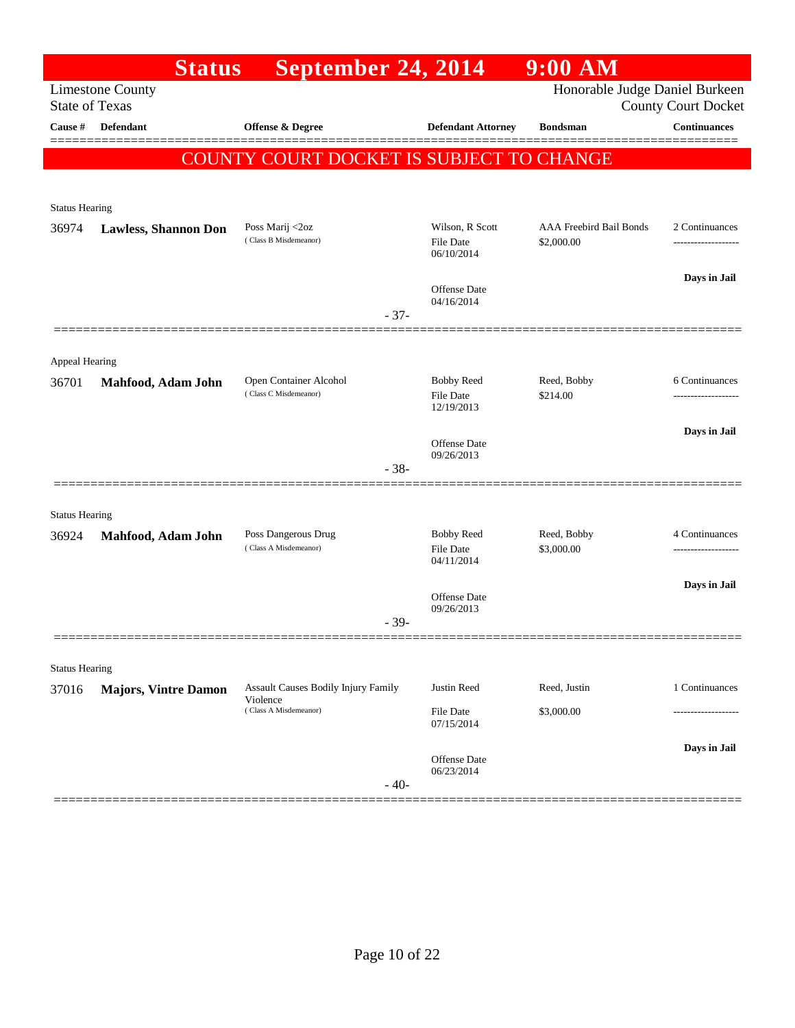# Status September 24, 2014 9:00 AM

Limestone County
State of Texas

Honorable Judge Daniel Burkeen
County Court Docket

| Cause # | Defendant | Offense & Degree | Defendant Attorney | Bondsman | Continuances |
|---|---|---|---|---|---|

**COUNTY COURT DOCKET IS SUBJECT TO CHANGE**

Status Hearing

| Cause # | Defendant | Offense & Degree | Defendant Attorney | Bondsman | Continuances |
|---|---|---|---|---|---|
| 36974 | **Lawless, Shannon Don** | Poss Marij <2oz (Class B Misdemeanor) | Wilson, R Scott<br>File Date 06/10/2014<br>Offense Date 04/16/2014 | AAA Freebird Bail Bonds<br>$2,000.00 | 2 Continuances<br>Days in Jail |

- 37-

Appeal Hearing

| Cause # | Defendant | Offense & Degree | Defendant Attorney | Bondsman | Continuances |
|---|---|---|---|---|---|
| 36701 | **Mahfood, Adam John** | Open Container Alcohol (Class C Misdemeanor) | Bobby Reed<br>File Date 12/19/2013<br>Offense Date 09/26/2013 | Reed, Bobby<br>$214.00 | 6 Continuances<br>Days in Jail |

- 38-

Status Hearing

| Cause # | Defendant | Offense & Degree | Defendant Attorney | Bondsman | Continuances |
|---|---|---|---|---|---|
| 36924 | **Mahfood, Adam John** | Poss Dangerous Drug (Class A Misdemeanor) | Bobby Reed<br>File Date 04/11/2014<br>Offense Date 09/26/2013 | Reed, Bobby<br>$3,000.00 | 4 Continuances<br>Days in Jail |

- 39-

Status Hearing

| Cause # | Defendant | Offense & Degree | Defendant Attorney | Bondsman | Continuances |
|---|---|---|---|---|---|
| 37016 | **Majors, Vintre Damon** | Assault Causes Bodily Injury Family Violence (Class A Misdemeanor) | Justin Reed<br>File Date 07/15/2014<br>Offense Date 06/23/2014 | Reed, Justin<br>$3,000.00 | 1 Continuances<br>Days in Jail |

- 40-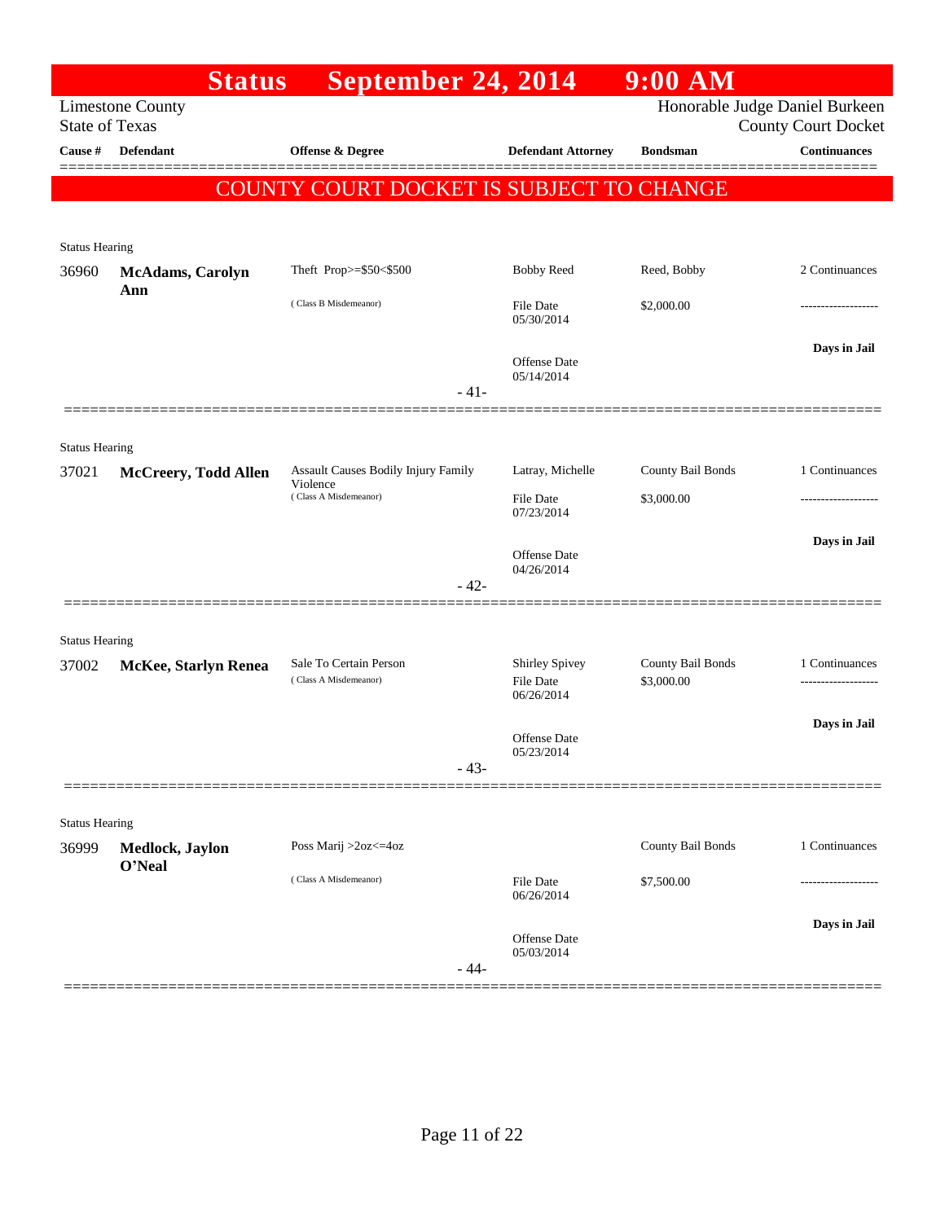# Status September 24, 2014 9:00 AM

Limestone County
State of Texas

Honorable Judge Daniel Burkeen
County Court Docket

| Cause # | Defendant | Offense & Degree | Defendant Attorney | Bondsman | Continuances |
|---|---|---|---|---|---|

**COUNTY COURT DOCKET IS SUBJECT TO CHANGE**

Status Hearing

| Cause # | Defendant | Offense & Degree | Defendant Attorney | Bondsman | Continuances |
|---|---|---|---|---|---|
| 36960 | **McAdams, Carolyn Ann** | Theft Prop>=$50<$500 (Class B Misdemeanor) | Bobby Reed | Reed, Bobby | 2 Continuances |
| | | | File Date 05/30/2014 | $2,000.00 | ------------------- |
| | | | Offense Date 05/14/2014 | | **Days in Jail** |

- 41-

Status Hearing

| Cause # | Defendant | Offense & Degree | Defendant Attorney | Bondsman | Continuances |
|---|---|---|---|---|---|
| 37021 | **McCreery, Todd Allen** | Assault Causes Bodily Injury Family Violence (Class A Misdemeanor) | Latray, Michelle | County Bail Bonds | 1 Continuances |
| | | | File Date 07/23/2014 | $3,000.00 | ------------------- |
| | | | Offense Date 04/26/2014 | | **Days in Jail** |

- 42-

Status Hearing

| Cause # | Defendant | Offense & Degree | Defendant Attorney | Bondsman | Continuances |
|---|---|---|---|---|---|
| 37002 | **McKee, Starlyn Renea** | Sale To Certain Person (Class A Misdemeanor) | Shirley Spivey | County Bail Bonds | 1 Continuances |
| | | | File Date 06/26/2014 | $3,000.00 | ------------------- |
| | | | Offense Date 05/23/2014 | | **Days in Jail** |

- 43-

Status Hearing

| Cause # | Defendant | Offense & Degree | Defendant Attorney | Bondsman | Continuances |
|---|---|---|---|---|---|
| 36999 | **Medlock, Jaylon O'Neal** | Poss Marij >2oz<=4oz (Class A Misdemeanor) | | County Bail Bonds | 1 Continuances |
| | | | File Date 06/26/2014 | $7,500.00 | ------------------- |
| | | | Offense Date 05/03/2014 | | **Days in Jail** |

- 44-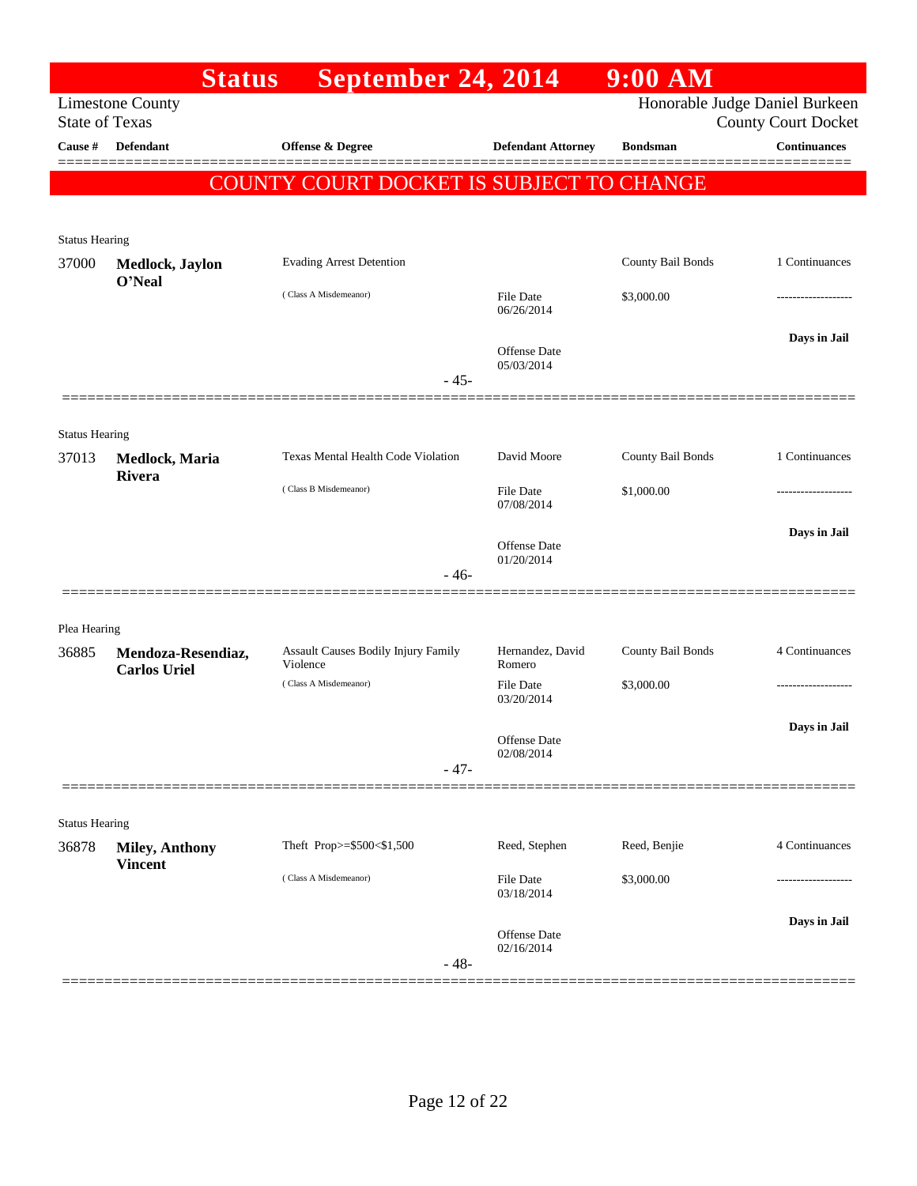# Status September 24, 2014 9:00 AM

Limestone County
State of Texas

Honorable Judge Daniel Burkeen
County Court Docket

## COUNTY COURT DOCKET IS SUBJECT TO CHANGE

| Cause # | Defendant | Offense & Degree | Defendant Attorney | Bondsman | Continuances |
|---|---|---|---|---|---|
| **Status Hearing** | | | | | |
| 37000 | **Medlock, Jaylon O'Neal** | Evading Arrest Detention |  | County Bail Bonds | 1 Continuances |
| | | ( Class A Misdemeanor) | File Date 06/26/2014 | $3,000.00 | ------------------- |
| | | | Offense Date 05/03/2014 | | **Days in Jail** |
| | | - 45- | | | |
| **Status Hearing** | | | | | |
| 37013 | **Medlock, Maria Rivera** | Texas Mental Health Code Violation | David Moore | County Bail Bonds | 1 Continuances |
| | | ( Class B Misdemeanor) | File Date 07/08/2014 | $1,000.00 | ------------------- |
| | | | Offense Date 01/20/2014 | | **Days in Jail** |
| | | - 46- | | | |
| **Plea Hearing** | | | | | |
| 36885 | **Mendoza-Resendiaz, Carlos Uriel** | Assault Causes Bodily Injury Family Violence | Hernandez, David Romero | County Bail Bonds | 4 Continuances |
| | | ( Class A Misdemeanor) | File Date 03/20/2014 | $3,000.00 | ------------------- |
| | | | Offense Date 02/08/2014 | | **Days in Jail** |
| | | - 47- | | | |
| **Status Hearing** | | | | | |
| 36878 | **Miley, Anthony Vincent** | Theft Prop>=$500<$1,500 | Reed, Stephen | Reed, Benjie | 4 Continuances |
| | | ( Class A Misdemeanor) | File Date 03/18/2014 | $3,000.00 | ------------------- |
| | | | Offense Date 02/16/2014 | | **Days in Jail** |
| | | - 48- | | | |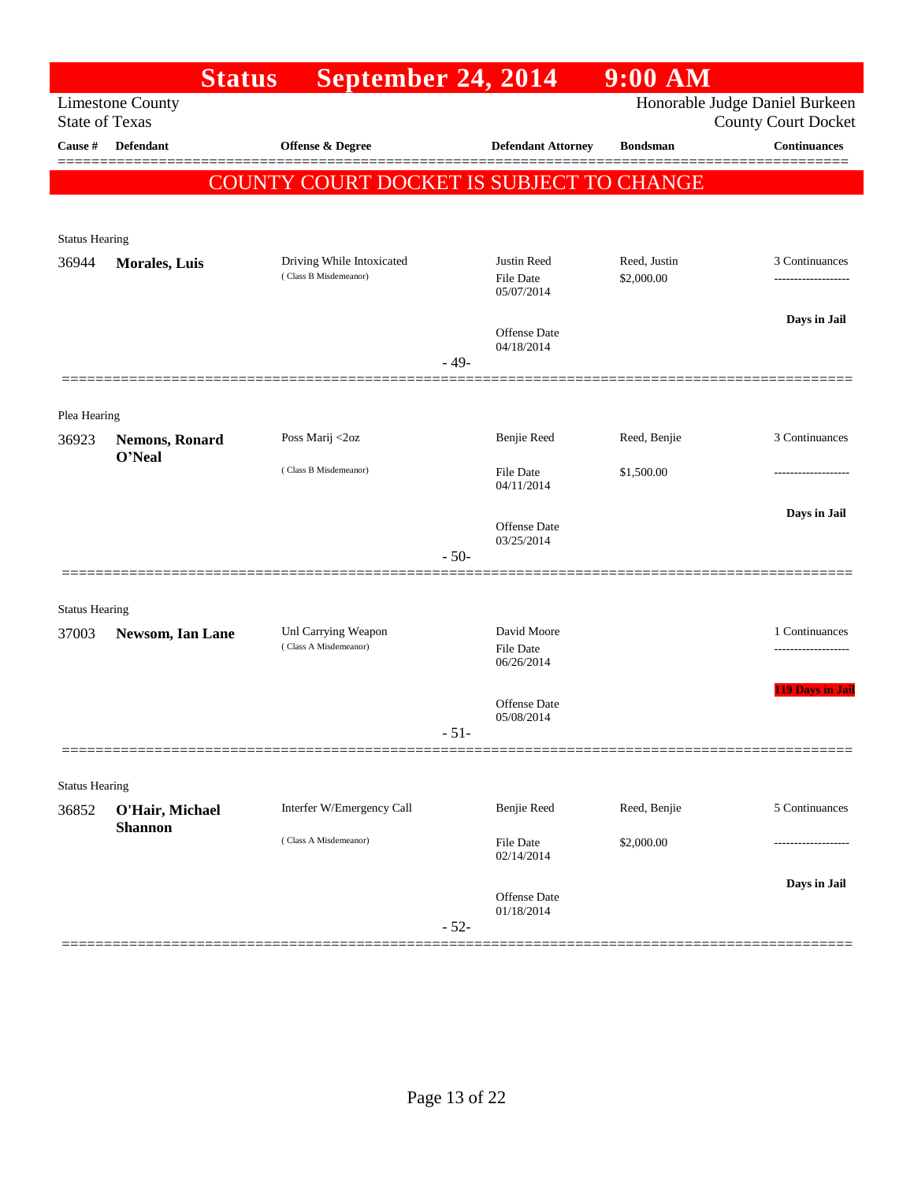# Status September 24, 2014 9:00 AM

Limestone County
State of Texas

Honorable Judge Daniel Burkeen
County Court Docket

| Cause # | Defendant | Offense & Degree | Defendant Attorney | Bondsman | Continuances |
|---|---|---|---|---|---|

**COUNTY COURT DOCKET IS SUBJECT TO CHANGE**

Status Hearing

| Cause # | Defendant | Offense & Degree | Defendant Attorney | Bondsman | Continuances |
|---|---|---|---|---|---|
| 36944 | **Morales, Luis** | Driving While Intoxicated (Class B Misdemeanor) | Justin Reed<br>File Date 05/07/2014<br>Offense Date 04/18/2014 | Reed, Justin<br>$2,000.00 | 3 Continuances<br>-------------------<br>**Days in Jail** |

- 49-

Plea Hearing

| Cause # | Defendant | Offense & Degree | Defendant Attorney | Bondsman | Continuances |
|---|---|---|---|---|---|
| 36923 | **Nemons, Ronard O'Neal** | Poss Marij <2oz (Class B Misdemeanor) | Benjie Reed<br>File Date 04/11/2014<br>Offense Date 03/25/2014 | Reed, Benjie<br>$1,500.00 | 3 Continuances<br>-------------------<br>**Days in Jail** |

- 50-

Status Hearing

| Cause # | Defendant | Offense & Degree | Defendant Attorney | Bondsman | Continuances |
|---|---|---|---|---|---|
| 37003 | **Newsom, Ian Lane** | Unl Carrying Weapon (Class A Misdemeanor) | David Moore<br>File Date 06/26/2014<br>Offense Date 05/08/2014 | | 1 Continuances<br>-------------------<br>**119 Days in Jail** |

- 51-

Status Hearing

| Cause # | Defendant | Offense & Degree | Defendant Attorney | Bondsman | Continuances |
|---|---|---|---|---|---|
| 36852 | **O'Hair, Michael Shannon** | Interfer W/Emergency Call (Class A Misdemeanor) | Benjie Reed<br>File Date 02/14/2014<br>Offense Date 01/18/2014 | Reed, Benjie<br>$2,000.00 | 5 Continuances<br>-------------------<br>**Days in Jail** |

- 52-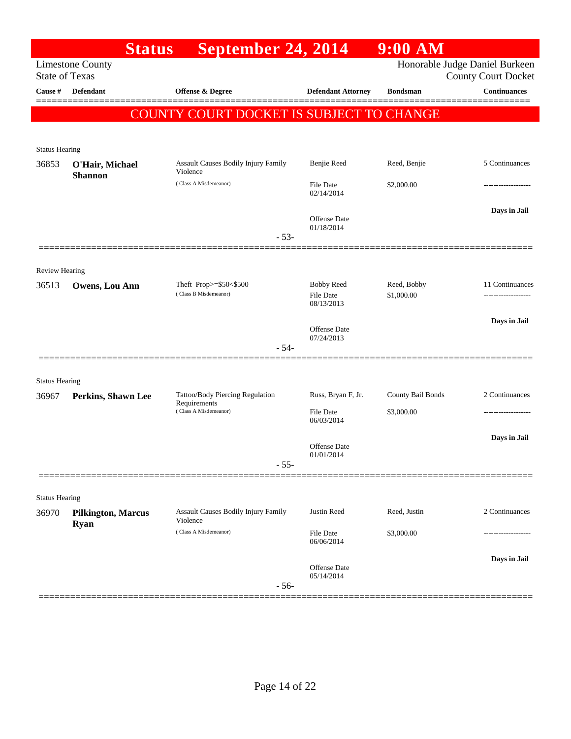# Status September 24, 2014 9:00 AM

Limestone County
State of Texas

Honorable Judge Daniel Burkeen
County Court Docket

| Cause # | Defendant | Offense & Degree | Defendant Attorney | Bondsman | Continuances |
|---|---|---|---|---|---|

**COUNTY COURT DOCKET IS SUBJECT TO CHANGE**

Status Hearing

| Cause # | Defendant | Offense & Degree | Defendant Attorney | Bondsman | Continuances |
|---|---|---|---|---|---|
| 36853 | **O'Hair, Michael Shannon** | Assault Causes Bodily Injury Family Violence (Class A Misdemeanor) | Benjie Reed | Reed, Benjie | 5 Continuances |
| | | | File Date 02/14/2014 | $2,000.00 | ------------------- |
| | | | Offense Date 01/18/2014 | | Days in Jail |

- 53-

Review Hearing

| Cause # | Defendant | Offense & Degree | Defendant Attorney | Bondsman | Continuances |
|---|---|---|---|---|---|
| 36513 | **Owens, Lou Ann** | Theft Prop>=$50<$500 (Class B Misdemeanor) | Bobby Reed | Reed, Bobby | 11 Continuances |
| | | | File Date 08/13/2013 | $1,000.00 | ------------------- |
| | | | Offense Date 07/24/2013 | | Days in Jail |

- 54-

Status Hearing

| Cause # | Defendant | Offense & Degree | Defendant Attorney | Bondsman | Continuances |
|---|---|---|---|---|---|
| 36967 | **Perkins, Shawn Lee** | Tattoo/Body Piercing Regulation Requirements (Class A Misdemeanor) | Russ, Bryan F, Jr. | County Bail Bonds | 2 Continuances |
| | | | File Date 06/03/2014 | $3,000.00 | ------------------- |
| | | | Offense Date 01/01/2014 | | Days in Jail |

- 55-

Status Hearing

| Cause # | Defendant | Offense & Degree | Defendant Attorney | Bondsman | Continuances |
|---|---|---|---|---|---|
| 36970 | **Pilkington, Marcus Ryan** | Assault Causes Bodily Injury Family Violence (Class A Misdemeanor) | Justin Reed | Reed, Justin | 2 Continuances |
| | | | File Date 06/06/2014 | $3,000.00 | ------------------- |
| | | | Offense Date 05/14/2014 | | Days in Jail |

- 56-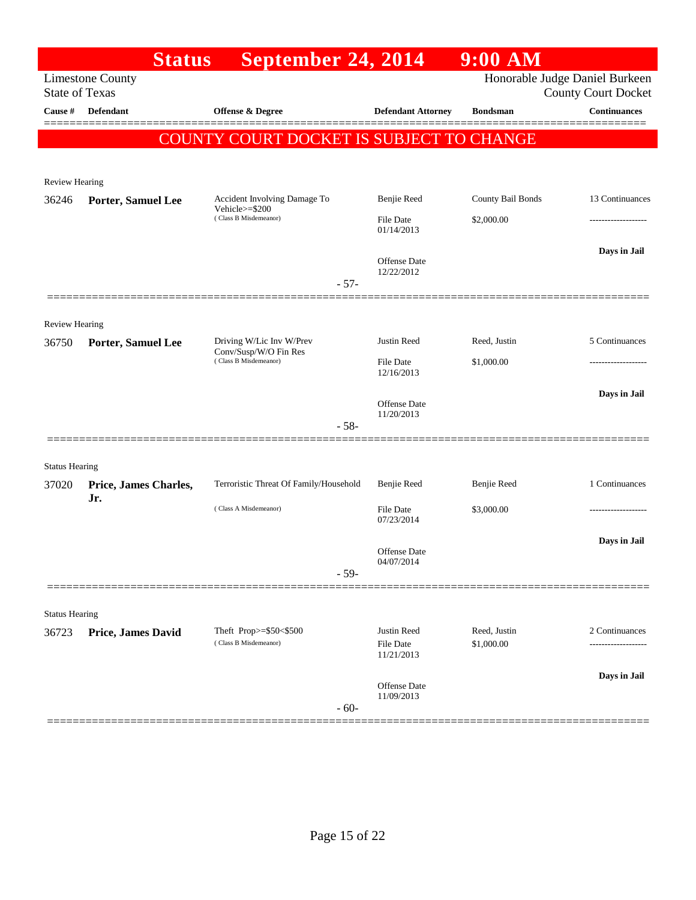# Status September 24, 2014 9:00 AM

Limestone County
State of Texas

Honorable Judge Daniel Burkeen
County Court Docket

| Cause # | Defendant | Offense & Degree | Defendant Attorney | Bondsman | Continuances |
|---|---|---|---|---|---|

## COUNTY COURT DOCKET IS SUBJECT TO CHANGE

Review Hearing

| Cause # | Defendant | Offense & Degree | Defendant Attorney | Bondsman | Continuances |
|---|---|---|---|---|---|
| 36246 | **Porter, Samuel Lee** | Accident Involving Damage To Vehicle>=$200 (Class B Misdemeanor) | Benjie Reed | County Bail Bonds | 13 Continuances |
| | | | File Date 01/14/2013 | $2,000.00 | ------------------- |
| | | | Offense Date 12/22/2012 | | **Days in Jail** |

- 57-

Review Hearing

| Cause # | Defendant | Offense & Degree | Defendant Attorney | Bondsman | Continuances |
|---|---|---|---|---|---|
| 36750 | **Porter, Samuel Lee** | Driving W/Lic Inv W/Prev Conv/Susp/W/O Fin Res (Class B Misdemeanor) | Justin Reed | Reed, Justin | 5 Continuances |
| | | | File Date 12/16/2013 | $1,000.00 | ------------------- |
| | | | Offense Date 11/20/2013 | | **Days in Jail** |

- 58-

Status Hearing

| Cause # | Defendant | Offense & Degree | Defendant Attorney | Bondsman | Continuances |
|---|---|---|---|---|---|
| 37020 | **Price, James Charles, Jr.** | Terroristic Threat Of Family/Household (Class A Misdemeanor) | Benjie Reed | Benjie Reed | 1 Continuances |
| | | | File Date 07/23/2014 | $3,000.00 | ------------------- |
| | | | Offense Date 04/07/2014 | | **Days in Jail** |

- 59-

Status Hearing

| Cause # | Defendant | Offense & Degree | Defendant Attorney | Bondsman | Continuances |
|---|---|---|---|---|---|
| 36723 | **Price, James David** | Theft Prop>=$50<$500 (Class B Misdemeanor) | Justin Reed | Reed, Justin | 2 Continuances |
| | | | File Date 11/21/2013 | $1,000.00 | ------------------- |
| | | | Offense Date 11/09/2013 | | **Days in Jail** |

- 60-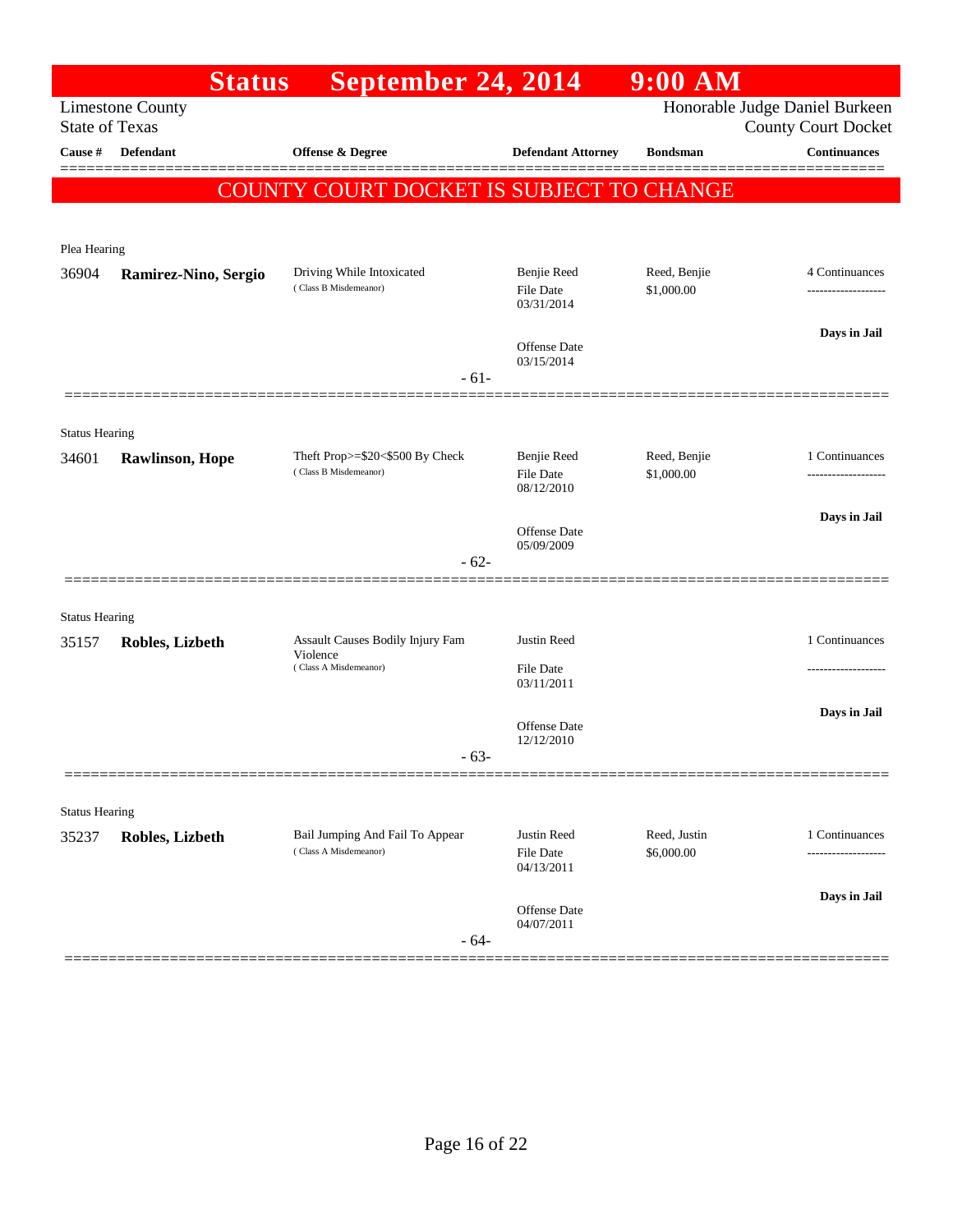# Status September 24, 2014 9:00 AM

Limestone County
State of Texas

Honorable Judge Daniel Burkeen
County Court Docket

| Cause # | Defendant | Offense & Degree | Defendant Attorney | Bondsman | Continuances |
|---|---|---|---|---|---|

**COUNTY COURT DOCKET IS SUBJECT TO CHANGE**

Plea Hearing

| Cause # | Defendant | Offense & Degree | Defendant Attorney | Bondsman | Continuances |
|---|---|---|---|---|---|
| 36904 | **Ramirez-Nino, Sergio** | Driving While Intoxicated (Class B Misdemeanor) | Benjie Reed<br>File Date 03/31/2014<br>Offense Date 03/15/2014 | Reed, Benjie<br>$1,000.00 | 4 Continuances<br>Days in Jail |

- 61-

Status Hearing

| Cause # | Defendant | Offense & Degree | Defendant Attorney | Bondsman | Continuances |
|---|---|---|---|---|---|
| 34601 | **Rawlinson, Hope** | Theft Prop>=$20<$500 By Check (Class B Misdemeanor) | Benjie Reed<br>File Date 08/12/2010<br>Offense Date 05/09/2009 | Reed, Benjie<br>$1,000.00 | 1 Continuances<br>Days in Jail |

- 62-

Status Hearing

| Cause # | Defendant | Offense & Degree | Defendant Attorney | Bondsman | Continuances |
|---|---|---|---|---|---|
| 35157 | **Robles, Lizbeth** | Assault Causes Bodily Injury Fam Violence (Class A Misdemeanor) | Justin Reed<br>File Date 03/11/2011<br>Offense Date 12/12/2010 | | 1 Continuances<br>Days in Jail |

- 63-

Status Hearing

| Cause # | Defendant | Offense & Degree | Defendant Attorney | Bondsman | Continuances |
|---|---|---|---|---|---|
| 35237 | **Robles, Lizbeth** | Bail Jumping And Fail To Appear (Class A Misdemeanor) | Justin Reed<br>File Date 04/13/2011<br>Offense Date 04/07/2011 | Reed, Justin<br>$6,000.00 | 1 Continuances<br>Days in Jail |

- 64-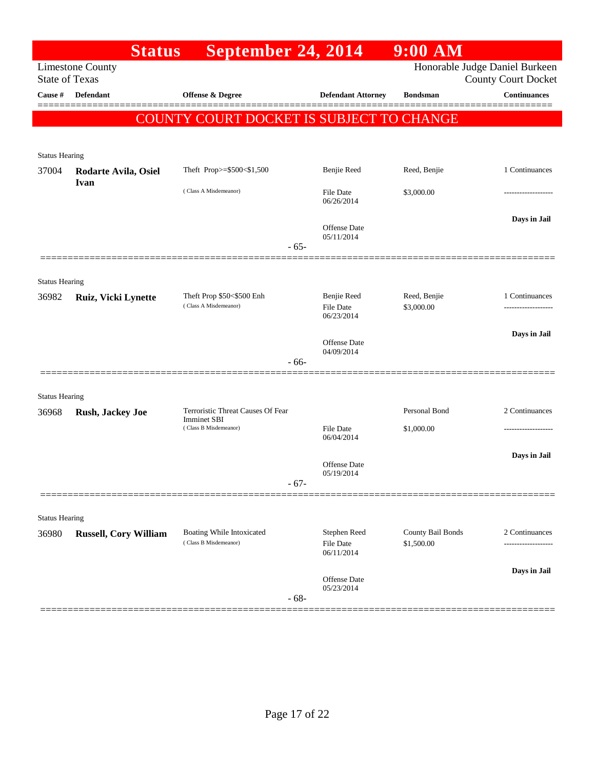# Status September 24, 2014 9:00 AM

Limestone County
State of Texas

Honorable Judge Daniel Burkeen
County Court Docket

**COUNTY COURT DOCKET IS SUBJECT TO CHANGE**

| Cause # | Defendant | Offense & Degree | Defendant Attorney | Bondsman | Continuances |
|---|---|---|---|---|---|
| **Status Hearing** | | | | | |
| 37004 | **Rodarte Avila, Osiel Ivan** | Theft Prop>=$500<$1,500 (Class A Misdemeanor) | Benjie Reed<br>File Date 06/26/2014<br>Offense Date 05/11/2014 | Reed, Benjie<br>$3,000.00 | 1 Continuances<br>-------------------<br>**Days in Jail** |
| | | - 65- | | | |
| **Status Hearing** | | | | | |
| 36982 | **Ruiz, Vicki Lynette** | Theft Prop $50<$500 Enh (Class A Misdemeanor) | Benjie Reed<br>File Date 06/23/2014<br>Offense Date 04/09/2014 | Reed, Benjie<br>$3,000.00 | 1 Continuances<br>-------------------<br>**Days in Jail** |
| | | - 66- | | | |
| **Status Hearing** | | | | | |
| 36968 | **Rush, Jackey Joe** | Terroristic Threat Causes Of Fear Imminet SBI (Class B Misdemeanor) | File Date 06/04/2014<br>Offense Date 05/19/2014 | Personal Bond<br>$1,000.00 | 2 Continuances<br>-------------------<br>**Days in Jail** |
| | | - 67- | | | |
| **Status Hearing** | | | | | |
| 36980 | **Russell, Cory William** | Boating While Intoxicated (Class B Misdemeanor) | Stephen Reed<br>File Date 06/11/2014<br>Offense Date 05/23/2014 | County Bail Bonds<br>$1,500.00 | 2 Continuances<br>-------------------<br>**Days in Jail** |
| | | - 68- | | | |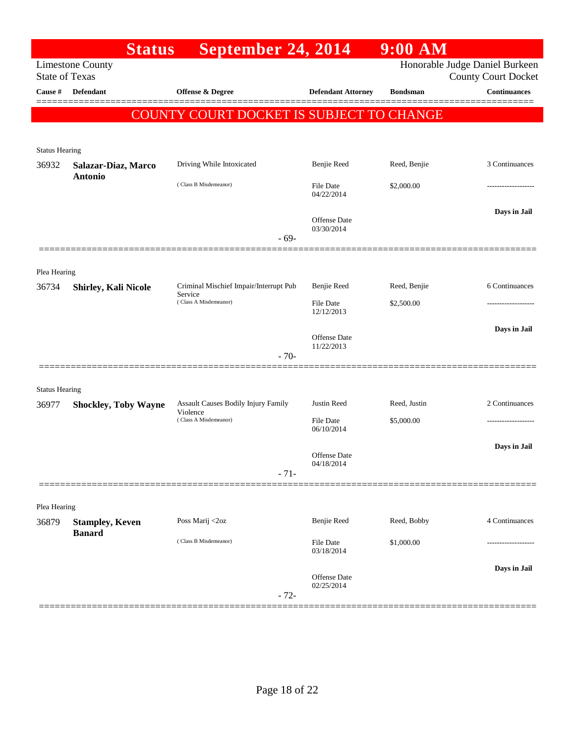# Status September 24, 2014 9:00 AM

Limestone County
State of Texas

Honorable Judge Daniel Burkeen
County Court Docket

| Cause # | Defendant | Offense & Degree | Defendant Attorney | Bondsman | Continuances |
|---|---|---|---|---|---|

**COUNTY COURT DOCKET IS SUBJECT TO CHANGE**

Status Hearing

| Cause # | Defendant | Offense & Degree | Defendant Attorney | Bondsman | Continuances |
|---|---|---|---|---|---|
| 36932 | **Salazar-Diaz, Marco Antonio** | Driving While Intoxicated (Class B Misdemeanor) | Benjie Reed | Reed, Benjie | 3 Continuances |
| | | | File Date 04/22/2014 | $2,000.00 | ------------------- |
| | | | Offense Date 03/30/2014 | | **Days in Jail** |

- 69-

Plea Hearing

| Cause # | Defendant | Offense & Degree | Defendant Attorney | Bondsman | Continuances |
|---|---|---|---|---|---|
| 36734 | **Shirley, Kali Nicole** | Criminal Mischief Impair/Interrupt Pub Service (Class A Misdemeanor) | Benjie Reed | Reed, Benjie | 6 Continuances |
| | | | File Date 12/12/2013 | $2,500.00 | ------------------- |
| | | | Offense Date 11/22/2013 | | **Days in Jail** |

- 70-

Status Hearing

| Cause # | Defendant | Offense & Degree | Defendant Attorney | Bondsman | Continuances |
|---|---|---|---|---|---|
| 36977 | **Shockley, Toby Wayne** | Assault Causes Bodily Injury Family Violence (Class A Misdemeanor) | Justin Reed | Reed, Justin | 2 Continuances |
| | | | File Date 06/10/2014 | $5,000.00 | ------------------- |
| | | | Offense Date 04/18/2014 | | **Days in Jail** |

- 71-

Plea Hearing

| Cause # | Defendant | Offense & Degree | Defendant Attorney | Bondsman | Continuances |
|---|---|---|---|---|---|
| 36879 | **Stampley, Keven Banard** | Poss Marij <2oz (Class B Misdemeanor) | Benjie Reed | Reed, Bobby | 4 Continuances |
| | | | File Date 03/18/2014 | $1,000.00 | ------------------- |
| | | | Offense Date 02/25/2014 | | **Days in Jail** |

- 72-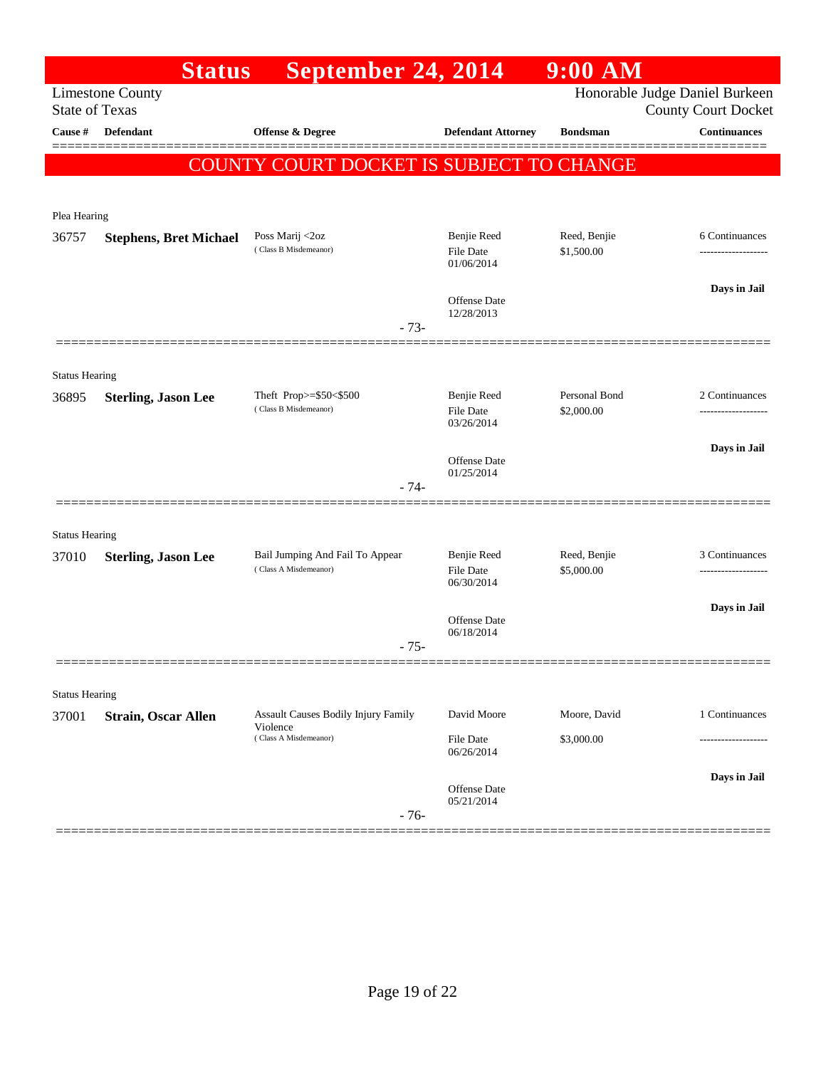# Status September 24, 2014 9:00 AM

Limestone County
State of Texas

Honorable Judge Daniel Burkeen
County Court Docket

| Cause # | Defendant | Offense & Degree | Defendant Attorney | Bondsman | Continuances |
|---|---|---|---|---|---|

**COUNTY COURT DOCKET IS SUBJECT TO CHANGE**

Plea Hearing

| Cause # | Defendant | Offense & Degree | Defendant Attorney | Bondsman | Continuances |
|---|---|---|---|---|---|
| 36757 | **Stephens, Bret Michael** | Poss Marij <2oz (Class B Misdemeanor) | Benjie Reed<br>File Date 01/06/2014<br>Offense Date 12/28/2013 | Reed, Benjie<br>$1,500.00 | 6 Continuances<br>Days in Jail |

- 73-

Status Hearing

| Cause # | Defendant | Offense & Degree | Defendant Attorney | Bondsman | Continuances |
|---|---|---|---|---|---|
| 36895 | **Sterling, Jason Lee** | Theft Prop>=$50<$500 (Class B Misdemeanor) | Benjie Reed<br>File Date 03/26/2014<br>Offense Date 01/25/2014 | Personal Bond<br>$2,000.00 | 2 Continuances<br>Days in Jail |

- 74-

Status Hearing

| Cause # | Defendant | Offense & Degree | Defendant Attorney | Bondsman | Continuances |
|---|---|---|---|---|---|
| 37010 | **Sterling, Jason Lee** | Bail Jumping And Fail To Appear (Class A Misdemeanor) | Benjie Reed<br>File Date 06/30/2014<br>Offense Date 06/18/2014 | Reed, Benjie<br>$5,000.00 | 3 Continuances<br>Days in Jail |

- 75-

Status Hearing

| Cause # | Defendant | Offense & Degree | Defendant Attorney | Bondsman | Continuances |
|---|---|---|---|---|---|
| 37001 | **Strain, Oscar Allen** | Assault Causes Bodily Injury Family Violence (Class A Misdemeanor) | David Moore<br>File Date 06/26/2014<br>Offense Date 05/21/2014 | Moore, David<br>$3,000.00 | 1 Continuances<br>Days in Jail |

- 76-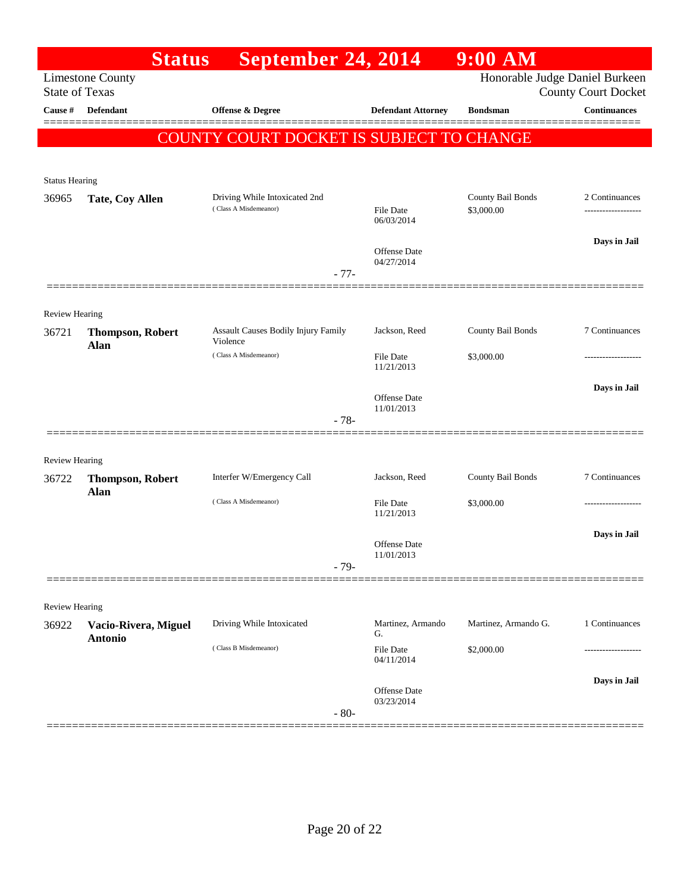# Status September 24, 2014 9:00 AM

Limestone County
State of Texas

Honorable Judge Daniel Burkeen
County Court Docket

| Cause # | Defendant | Offense & Degree | Defendant Attorney | Bondsman | Continuances |
|---|---|---|---|---|---|

**COUNTY COURT DOCKET IS SUBJECT TO CHANGE**

Status Hearing

| Cause # | Defendant | Offense & Degree | Defendant Attorney | Bondsman | Continuances |
|---|---|---|---|---|---|
| 36965 | **Tate, Coy Allen** | Driving While Intoxicated 2nd (Class A Misdemeanor) | File Date 06/03/2014; Offense Date 04/27/2014 | County Bail Bonds $3,000.00 | 2 Continuances; Days in Jail |

- 77-

Review Hearing

| Cause # | Defendant | Offense & Degree | Defendant Attorney | Bondsman | Continuances |
|---|---|---|---|---|---|
| 36721 | **Thompson, Robert Alan** | Assault Causes Bodily Injury Family Violence (Class A Misdemeanor) | Jackson, Reed; File Date 11/21/2013; Offense Date 11/01/2013 | County Bail Bonds $3,000.00 | 7 Continuances; Days in Jail |

- 78-

Review Hearing

| Cause # | Defendant | Offense & Degree | Defendant Attorney | Bondsman | Continuances |
|---|---|---|---|---|---|
| 36722 | **Thompson, Robert Alan** | Interfer W/Emergency Call (Class A Misdemeanor) | Jackson, Reed; File Date 11/21/2013; Offense Date 11/01/2013 | County Bail Bonds $3,000.00 | 7 Continuances; Days in Jail |

- 79-

Review Hearing

| Cause # | Defendant | Offense & Degree | Defendant Attorney | Bondsman | Continuances |
|---|---|---|---|---|---|
| 36922 | **Vacio-Rivera, Miguel Antonio** | Driving While Intoxicated (Class B Misdemeanor) | Martinez, Armando G.; File Date 04/11/2014; Offense Date 03/23/2014 | Martinez, Armando G. $2,000.00 | 1 Continuances; Days in Jail |

- 80-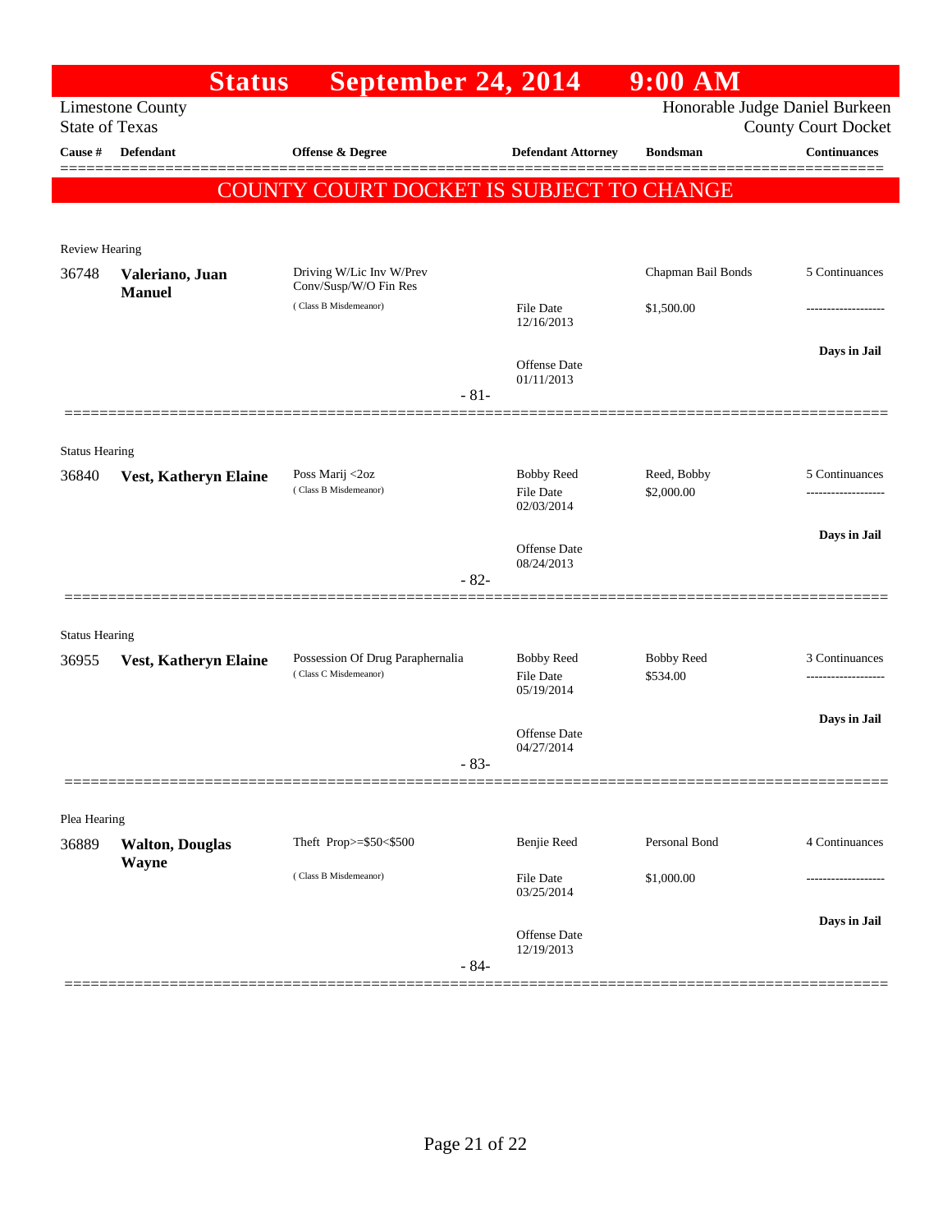# Status September 24, 2014 9:00 AM

Limestone County
State of Texas

Honorable Judge Daniel Burkeen
County Court Docket

| Cause # | Defendant | Offense & Degree | Defendant Attorney | Bondsman | Continuances |
|---|---|---|---|---|---|

**COUNTY COURT DOCKET IS SUBJECT TO CHANGE**

---

Review Hearing

| Cause # | Defendant | Offense & Degree | Defendant Attorney | Bondsman | Continuances |
|---|---|---|---|---|---|
| 36748 | **Valeriano, Juan Manuel** | Driving W/Lic Inv W/Prev Conv/Susp/W/O Fin Res (Class B Misdemeanor) | File Date 12/16/2013<br>Offense Date 01/11/2013 | Chapman Bail Bonds<br>$1,500.00 | 5 Continuances<br>-------------------<br>**Days in Jail** |

- 81-

---

Status Hearing

| Cause # | Defendant | Offense & Degree | Defendant Attorney | Bondsman | Continuances |
|---|---|---|---|---|---|
| 36840 | **Vest, Katheryn Elaine** | Poss Marij <2oz (Class B Misdemeanor) | Bobby Reed<br>File Date 02/03/2014<br>Offense Date 08/24/2013 | Reed, Bobby<br>$2,000.00 | 5 Continuances<br>-------------------<br>**Days in Jail** |

- 82-

---

Status Hearing

| Cause # | Defendant | Offense & Degree | Defendant Attorney | Bondsman | Continuances |
|---|---|---|---|---|---|
| 36955 | **Vest, Katheryn Elaine** | Possession Of Drug Paraphernalia (Class C Misdemeanor) | Bobby Reed<br>File Date 05/19/2014<br>Offense Date 04/27/2014 | Bobby Reed<br>$534.00 | 3 Continuances<br>-------------------<br>**Days in Jail** |

- 83-

---

Plea Hearing

| Cause # | Defendant | Offense & Degree | Defendant Attorney | Bondsman | Continuances |
|---|---|---|---|---|---|
| 36889 | **Walton, Douglas Wayne** | Theft Prop>=$50<$500 (Class B Misdemeanor) | Benjie Reed<br>File Date 03/25/2014<br>Offense Date 12/19/2013 | Personal Bond<br>$1,000.00 | 4 Continuances<br>-------------------<br>**Days in Jail** |

- 84-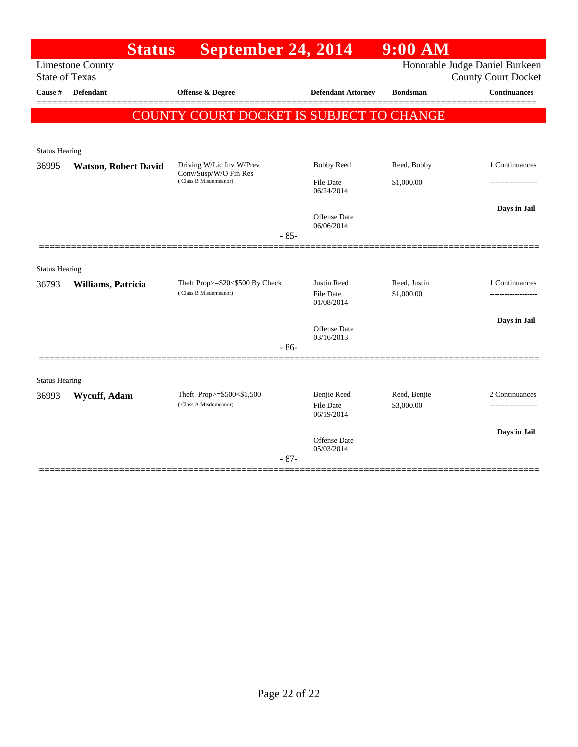# Status September 24, 2014 9:00 AM

Limestone County
State of Texas

Honorable Judge Daniel Burkeen
County Court Docket

| Cause # | Defendant | Offense & Degree | Defendant Attorney | Bondsman | Continuances |
|---|---|---|---|---|---|

**COUNTY COURT DOCKET IS SUBJECT TO CHANGE**

Status Hearing

| Cause # | Defendant | Offense & Degree | Defendant Attorney | Bondsman | Continuances |
|---|---|---|---|---|---|
| 36995 | **Watson, Robert David** | Driving W/Lic Inv W/Prev Conv/Susp/W/O Fin Res (Class B Misdemeanor) | Bobby Reed | Reed, Bobby | 1 Continuances |
| | | | File Date 06/24/2014 | $1,000.00 | ------------------- |
| | | | Offense Date 06/06/2014 | | **Days in Jail** |

- 85-

Status Hearing

| Cause # | Defendant | Offense & Degree | Defendant Attorney | Bondsman | Continuances |
|---|---|---|---|---|---|
| 36793 | **Williams, Patricia** | Theft Prop>=$20<$500 By Check (Class B Misdemeanor) | Justin Reed | Reed, Justin | 1 Continuances |
| | | | File Date 01/08/2014 | $1,000.00 | ------------------- |
| | | | Offense Date 03/16/2013 | | **Days in Jail** |

- 86-

Status Hearing

| Cause # | Defendant | Offense & Degree | Defendant Attorney | Bondsman | Continuances |
|---|---|---|---|---|---|
| 36993 | **Wycuff, Adam** | Theft Prop>=$500<$1,500 (Class A Misdemeanor) | Benjie Reed | Reed, Benjie | 2 Continuances |
| | | | File Date 06/19/2014 | $3,000.00 | ------------------- |
| | | | Offense Date 05/03/2014 | | **Days in Jail** |

- 87-